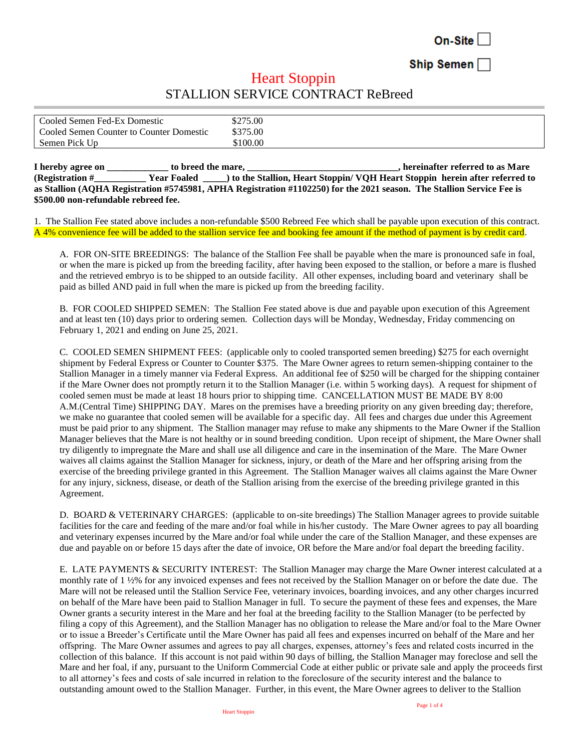On-Site ☐

Ship Semen ☐

# Heart Stoppin

## STALLION SERVICE CONTRACT ReBreed

| | |
|---|---|
| Cooled Semen Fed-Ex Domestic | $275.00 |
| Cooled Semen Counter to Counter Domestic | $375.00 |
| Semen Pick Up | $100.00 |

**I hereby agree on _____________ to breed the mare, ________________________________, hereinafter referred to as Mare (Registration #___________ Year Foaled _____) to the Stallion, Heart Stoppin/ VQH Heart Stoppin herein after referred to as Stallion (AQHA Registration #5745981, APHA Registration #1102250) for the 2021 season. The Stallion Service Fee is $500.00 non-refundable rebreed fee.**

1. The Stallion Fee stated above includes a non-refundable $500 Rebreed Fee which shall be payable upon execution of this contract. A 4% convenience fee will be added to the stallion service fee and booking fee amount if the method of payment is by credit card.

A. FOR ON-SITE BREEDINGS: The balance of the Stallion Fee shall be payable when the mare is pronounced safe in foal, or when the mare is picked up from the breeding facility, after having been exposed to the stallion, or before a mare is flushed and the retrieved embryo is to be shipped to an outside facility. All other expenses, including board and veterinary shall be paid as billed AND paid in full when the mare is picked up from the breeding facility.

B. FOR COOLED SHIPPED SEMEN: The Stallion Fee stated above is due and payable upon execution of this Agreement and at least ten (10) days prior to ordering semen. Collection days will be Monday, Wednesday, Friday commencing on February 1, 2021 and ending on June 25, 2021.

C. COOLED SEMEN SHIPMENT FEES: (applicable only to cooled transported semen breeding) $275 for each overnight shipment by Federal Express or Counter to Counter $375. The Mare Owner agrees to return semen-shipping container to the Stallion Manager in a timely manner via Federal Express. An additional fee of $250 will be charged for the shipping container if the Mare Owner does not promptly return it to the Stallion Manager (i.e. within 5 working days). A request for shipment of cooled semen must be made at least 18 hours prior to shipping time. CANCELLATION MUST BE MADE BY 8:00 A.M.(Central Time) SHIPPING DAY. Mares on the premises have a breeding priority on any given breeding day; therefore, we make no guarantee that cooled semen will be available for a specific day. All fees and charges due under this Agreement must be paid prior to any shipment. The Stallion manager may refuse to make any shipments to the Mare Owner if the Stallion Manager believes that the Mare is not healthy or in sound breeding condition. Upon receipt of shipment, the Mare Owner shall try diligently to impregnate the Mare and shall use all diligence and care in the insemination of the Mare. The Mare Owner waives all claims against the Stallion Manager for sickness, injury, or death of the Mare and her offspring arising from the exercise of the breeding privilege granted in this Agreement. The Stallion Manager waives all claims against the Mare Owner for any injury, sickness, disease, or death of the Stallion arising from the exercise of the breeding privilege granted in this Agreement.

D. BOARD & VETERINARY CHARGES: (applicable to on-site breedings) The Stallion Manager agrees to provide suitable facilities for the care and feeding of the mare and/or foal while in his/her custody. The Mare Owner agrees to pay all boarding and veterinary expenses incurred by the Mare and/or foal while under the care of the Stallion Manager, and these expenses are due and payable on or before 15 days after the date of invoice, OR before the Mare and/or foal depart the breeding facility.

E. LATE PAYMENTS & SECURITY INTEREST: The Stallion Manager may charge the Mare Owner interest calculated at a monthly rate of 1 ½% for any invoiced expenses and fees not received by the Stallion Manager on or before the date due. The Mare will not be released until the Stallion Service Fee, veterinary invoices, boarding invoices, and any other charges incurred on behalf of the Mare have been paid to Stallion Manager in full. To secure the payment of these fees and expenses, the Mare Owner grants a security interest in the Mare and her foal at the breeding facility to the Stallion Manager (to be perfected by filing a copy of this Agreement), and the Stallion Manager has no obligation to release the Mare and/or foal to the Mare Owner or to issue a Breeder's Certificate until the Mare Owner has paid all fees and expenses incurred on behalf of the Mare and her offspring. The Mare Owner assumes and agrees to pay all charges, expenses, attorney's fees and related costs incurred in the collection of this balance. If this account is not paid within 90 days of billing, the Stallion Manager may foreclose and sell the Mare and her foal, if any, pursuant to the Uniform Commercial Code at either public or private sale and apply the proceeds first to all attorney's fees and costs of sale incurred in relation to the foreclosure of the security interest and the balance to outstanding amount owed to the Stallion Manager. Further, in this event, the Mare Owner agrees to deliver to the Stallion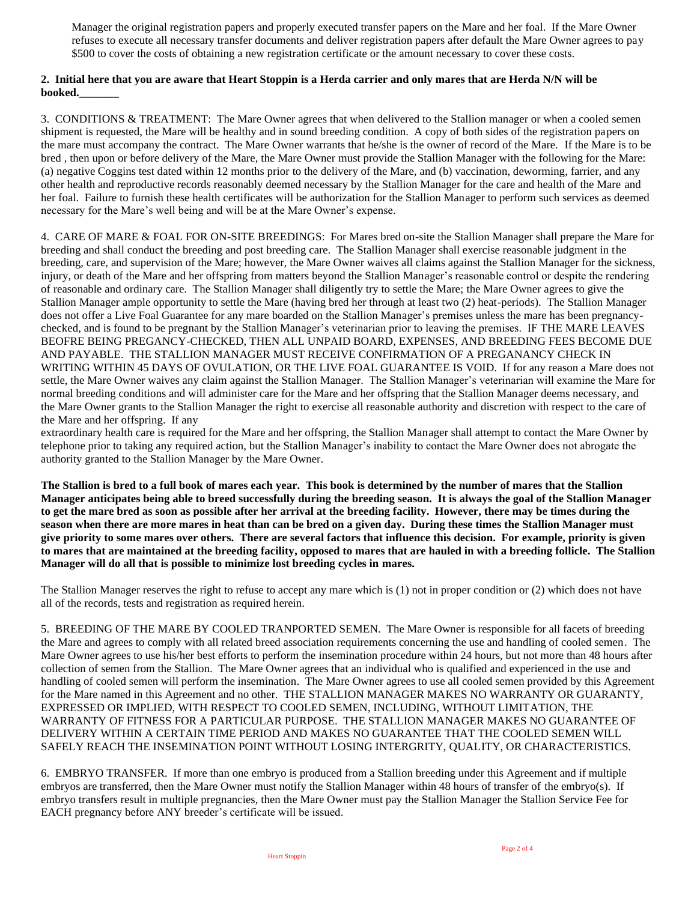Manager the original registration papers and properly executed transfer papers on the Mare and her foal. If the Mare Owner refuses to execute all necessary transfer documents and deliver registration papers after default the Mare Owner agrees to pay $500 to cover the costs of obtaining a new registration certificate or the amount necessary to cover these costs.

**2. Initial here that you are aware that Heart Stoppin is a Herda carrier and only mares that are Herda N/N will be booked._______**

3. CONDITIONS & TREATMENT: The Mare Owner agrees that when delivered to the Stallion manager or when a cooled semen shipment is requested, the Mare will be healthy and in sound breeding condition. A copy of both sides of the registration papers on the mare must accompany the contract. The Mare Owner warrants that he/she is the owner of record of the Mare. If the Mare is to be bred , then upon or before delivery of the Mare, the Mare Owner must provide the Stallion Manager with the following for the Mare: (a) negative Coggins test dated within 12 months prior to the delivery of the Mare, and (b) vaccination, deworming, farrier, and any other health and reproductive records reasonably deemed necessary by the Stallion Manager for the care and health of the Mare and her foal. Failure to furnish these health certificates will be authorization for the Stallion Manager to perform such services as deemed necessary for the Mare's well being and will be at the Mare Owner's expense.

4. CARE OF MARE & FOAL FOR ON-SITE BREEDINGS: For Mares bred on-site the Stallion Manager shall prepare the Mare for breeding and shall conduct the breeding and post breeding care. The Stallion Manager shall exercise reasonable judgment in the breeding, care, and supervision of the Mare; however, the Mare Owner waives all claims against the Stallion Manager for the sickness, injury, or death of the Mare and her offspring from matters beyond the Stallion Manager's reasonable control or despite the rendering of reasonable and ordinary care. The Stallion Manager shall diligently try to settle the Mare; the Mare Owner agrees to give the Stallion Manager ample opportunity to settle the Mare (having bred her through at least two (2) heat-periods). The Stallion Manager does not offer a Live Foal Guarantee for any mare boarded on the Stallion Manager's premises unless the mare has been pregnancy-checked, and is found to be pregnant by the Stallion Manager's veterinarian prior to leaving the premises. IF THE MARE LEAVES BEOFRE BEING PREGANCY-CHECKED, THEN ALL UNPAID BOARD, EXPENSES, AND BREEDING FEES BECOME DUE AND PAYABLE. THE STALLION MANAGER MUST RECEIVE CONFIRMATION OF A PREGANANCY CHECK IN WRITING WITHIN 45 DAYS OF OVULATION, OR THE LIVE FOAL GUARANTEE IS VOID. If for any reason a Mare does not settle, the Mare Owner waives any claim against the Stallion Manager. The Stallion Manager's veterinarian will examine the Mare for normal breeding conditions and will administer care for the Mare and her offspring that the Stallion Manager deems necessary, and the Mare Owner grants to the Stallion Manager the right to exercise all reasonable authority and discretion with respect to the care of the Mare and her offspring. If any extraordinary health care is required for the Mare and her offspring, the Stallion Manager shall attempt to contact the Mare Owner by telephone prior to taking any required action, but the Stallion Manager's inability to contact the Mare Owner does not abrogate the authority granted to the Stallion Manager by the Mare Owner.

**The Stallion is bred to a full book of mares each year. This book is determined by the number of mares that the Stallion Manager anticipates being able to breed successfully during the breeding season. It is always the goal of the Stallion Manager to get the mare bred as soon as possible after her arrival at the breeding facility. However, there may be times during the season when there are more mares in heat than can be bred on a given day. During these times the Stallion Manager must give priority to some mares over others. There are several factors that influence this decision. For example, priority is given to mares that are maintained at the breeding facility, opposed to mares that are hauled in with a breeding follicle. The Stallion Manager will do all that is possible to minimize lost breeding cycles in mares.**

The Stallion Manager reserves the right to refuse to accept any mare which is (1) not in proper condition or (2) which does not have all of the records, tests and registration as required herein.

5. BREEDING OF THE MARE BY COOLED TRANPORTED SEMEN. The Mare Owner is responsible for all facets of breeding the Mare and agrees to comply with all related breed association requirements concerning the use and handling of cooled semen. The Mare Owner agrees to use his/her best efforts to perform the insemination procedure within 24 hours, but not more than 48 hours after collection of semen from the Stallion. The Mare Owner agrees that an individual who is qualified and experienced in the use and handling of cooled semen will perform the insemination. The Mare Owner agrees to use all cooled semen provided by this Agreement for the Mare named in this Agreement and no other. THE STALLION MANAGER MAKES NO WARRANTY OR GUARANTY, EXPRESSED OR IMPLIED, WITH RESPECT TO COOLED SEMEN, INCLUDING, WITHOUT LIMITATION, THE WARRANTY OF FITNESS FOR A PARTICULAR PURPOSE. THE STALLION MANAGER MAKES NO GUARANTEE OF DELIVERY WITHIN A CERTAIN TIME PERIOD AND MAKES NO GUARANTEE THAT THE COOLED SEMEN WILL SAFELY REACH THE INSEMINATION POINT WITHOUT LOSING INTERGRITY, QUALITY, OR CHARACTERISTICS.

6. EMBRYO TRANSFER. If more than one embryo is produced from a Stallion breeding under this Agreement and if multiple embryos are transferred, then the Mare Owner must notify the Stallion Manager within 48 hours of transfer of the embryo(s). If embryo transfers result in multiple pregnancies, then the Mare Owner must pay the Stallion Manager the Stallion Service Fee for EACH pregnancy before ANY breeder's certificate will be issued.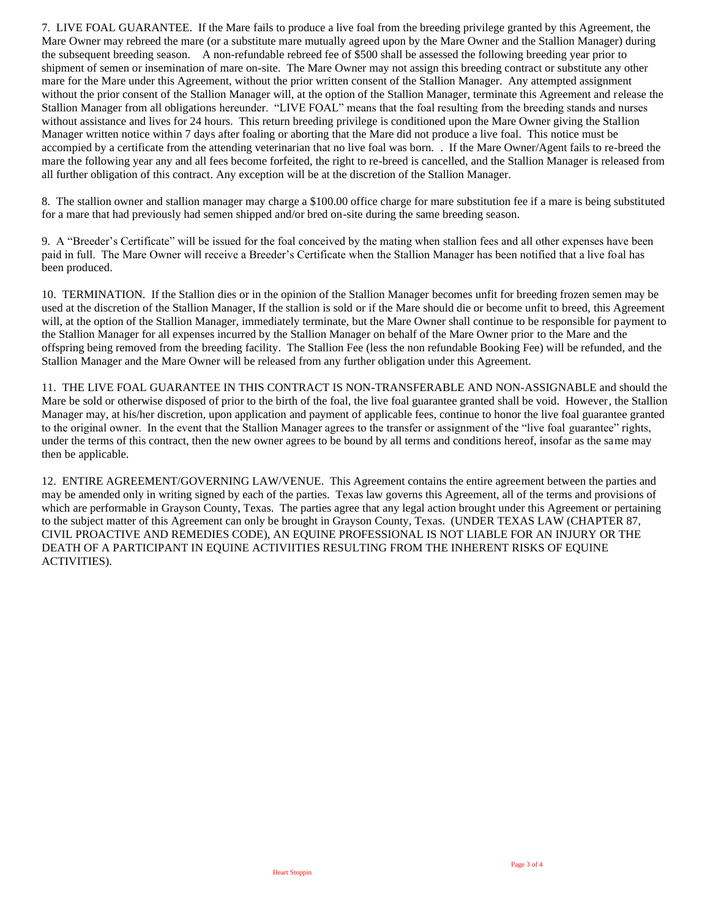7. LIVE FOAL GUARANTEE. If the Mare fails to produce a live foal from the breeding privilege granted by this Agreement, the Mare Owner may rebreed the mare (or a substitute mare mutually agreed upon by the Mare Owner and the Stallion Manager) during the subsequent breeding season. A non-refundable rebreed fee of $500 shall be assessed the following breeding year prior to shipment of semen or insemination of mare on-site. The Mare Owner may not assign this breeding contract or substitute any other mare for the Mare under this Agreement, without the prior written consent of the Stallion Manager. Any attempted assignment without the prior consent of the Stallion Manager will, at the option of the Stallion Manager, terminate this Agreement and release the Stallion Manager from all obligations hereunder. "LIVE FOAL" means that the foal resulting from the breeding stands and nurses without assistance and lives for 24 hours. This return breeding privilege is conditioned upon the Mare Owner giving the Stallion Manager written notice within 7 days after foaling or aborting that the Mare did not produce a live foal. This notice must be accompied by a certificate from the attending veterinarian that no live foal was born. . If the Mare Owner/Agent fails to re-breed the mare the following year any and all fees become forfeited, the right to re-breed is cancelled, and the Stallion Manager is released from all further obligation of this contract. Any exception will be at the discretion of the Stallion Manager.

8. The stallion owner and stallion manager may charge a $100.00 office charge for mare substitution fee if a mare is being substituted for a mare that had previously had semen shipped and/or bred on-site during the same breeding season.

9. A "Breeder's Certificate" will be issued for the foal conceived by the mating when stallion fees and all other expenses have been paid in full. The Mare Owner will receive a Breeder's Certificate when the Stallion Manager has been notified that a live foal has been produced.

10. TERMINATION. If the Stallion dies or in the opinion of the Stallion Manager becomes unfit for breeding frozen semen may be used at the discretion of the Stallion Manager, If the stallion is sold or if the Mare should die or become unfit to breed, this Agreement will, at the option of the Stallion Manager, immediately terminate, but the Mare Owner shall continue to be responsible for payment to the Stallion Manager for all expenses incurred by the Stallion Manager on behalf of the Mare Owner prior to the Mare and the offspring being removed from the breeding facility. The Stallion Fee (less the non refundable Booking Fee) will be refunded, and the Stallion Manager and the Mare Owner will be released from any further obligation under this Agreement.

11. THE LIVE FOAL GUARANTEE IN THIS CONTRACT IS NON-TRANSFERABLE AND NON-ASSIGNABLE and should the Mare be sold or otherwise disposed of prior to the birth of the foal, the live foal guarantee granted shall be void. However, the Stallion Manager may, at his/her discretion, upon application and payment of applicable fees, continue to honor the live foal guarantee granted to the original owner. In the event that the Stallion Manager agrees to the transfer or assignment of the "live foal guarantee" rights, under the terms of this contract, then the new owner agrees to be bound by all terms and conditions hereof, insofar as the same may then be applicable.

12. ENTIRE AGREEMENT/GOVERNING LAW/VENUE. This Agreement contains the entire agreement between the parties and may be amended only in writing signed by each of the parties. Texas law governs this Agreement, all of the terms and provisions of which are performable in Grayson County, Texas. The parties agree that any legal action brought under this Agreement or pertaining to the subject matter of this Agreement can only be brought in Grayson County, Texas. (UNDER TEXAS LAW (CHAPTER 87, CIVIL PROACTIVE AND REMEDIES CODE), AN EQUINE PROFESSIONAL IS NOT LIABLE FOR AN INJURY OR THE DEATH OF A PARTICIPANT IN EQUINE ACTIVIITIES RESULTING FROM THE INHERENT RISKS OF EQUINE ACTIVITIES).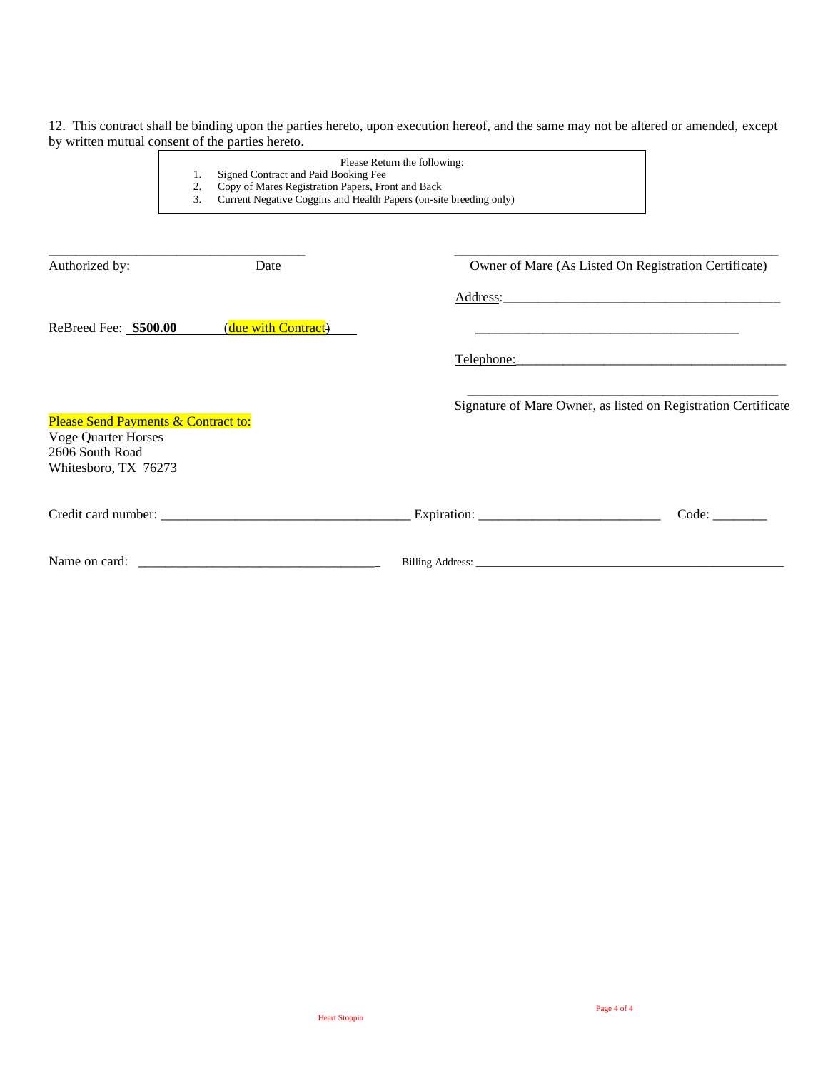12. This contract shall be binding upon the parties hereto, upon execution hereof, and the same may not be altered or amended, except by written mutual consent of the parties hereto.

Please Return the following:

1. Signed Contract and Paid Booking Fee
2. Copy of Mares Registration Papers, Front and Back
3. Current Negative Coggins and Health Papers (on-site breeding only)

\_\_\_\_\_\_\_\_\_\_\_\_\_\_\_\_\_\_\_\_\_\_\_\_\_\_\_\_\_\_\_\_\_\_\_\_\_\_

Authorized by: Date

ReBreed Fee: **$500.00** (due with Contract)

\_\_\_\_\_\_\_\_\_\_\_\_\_\_\_\_\_\_\_\_\_\_\_\_\_\_\_\_\_\_\_\_\_\_\_\_\_\_\_\_\_\_\_\_\_\_

Owner of Mare (As Listed On Registration Certificate)

Address:\_\_\_\_\_\_\_\_\_\_\_\_\_\_\_\_\_\_\_\_\_\_\_\_\_\_\_\_\_\_\_\_\_\_\_\_\_\_\_\_\_\_

\_\_\_\_\_\_\_\_\_\_\_\_\_\_\_\_\_\_\_\_\_\_\_\_\_\_\_\_\_\_\_\_\_\_\_\_\_\_\_\_

Telephone:\_\_\_\_\_\_\_\_\_\_\_\_\_\_\_\_\_\_\_\_\_\_\_\_\_\_\_\_\_\_\_\_\_\_\_\_\_\_\_\_\_\_

\_\_\_\_\_\_\_\_\_\_\_\_\_\_\_\_\_\_\_\_\_\_\_\_\_\_\_\_\_\_\_\_\_\_\_\_\_\_\_\_\_\_\_\_\_\_

Signature of Mare Owner, as listed on Registration Certificate

Please Send Payments & Contract to:
Voge Quarter Horses
2606 South Road
Whitesboro, TX 76273

Credit card number: \_\_\_\_\_\_\_\_\_\_\_\_\_\_\_\_\_\_\_\_\_\_\_\_\_\_\_\_\_\_\_\_\_\_\_\_\_\_ Expiration: \_\_\_\_\_\_\_\_\_\_\_\_\_\_\_\_\_\_\_\_\_\_\_\_\_\_\_\_ Code: \_\_\_\_\_\_\_\_

Name on card: \_\_\_\_\_\_\_\_\_\_\_\_\_\_\_\_\_\_\_\_\_\_\_\_\_\_\_\_\_\_\_\_\_\_\_\_\_\_ Billing Address: \_\_\_\_\_\_\_\_\_\_\_\_\_\_\_\_\_\_\_\_\_\_\_\_\_\_\_\_\_\_\_\_\_\_\_\_\_\_\_\_\_\_\_\_\_\_\_\_\_\_\_\_\_\_\_\_